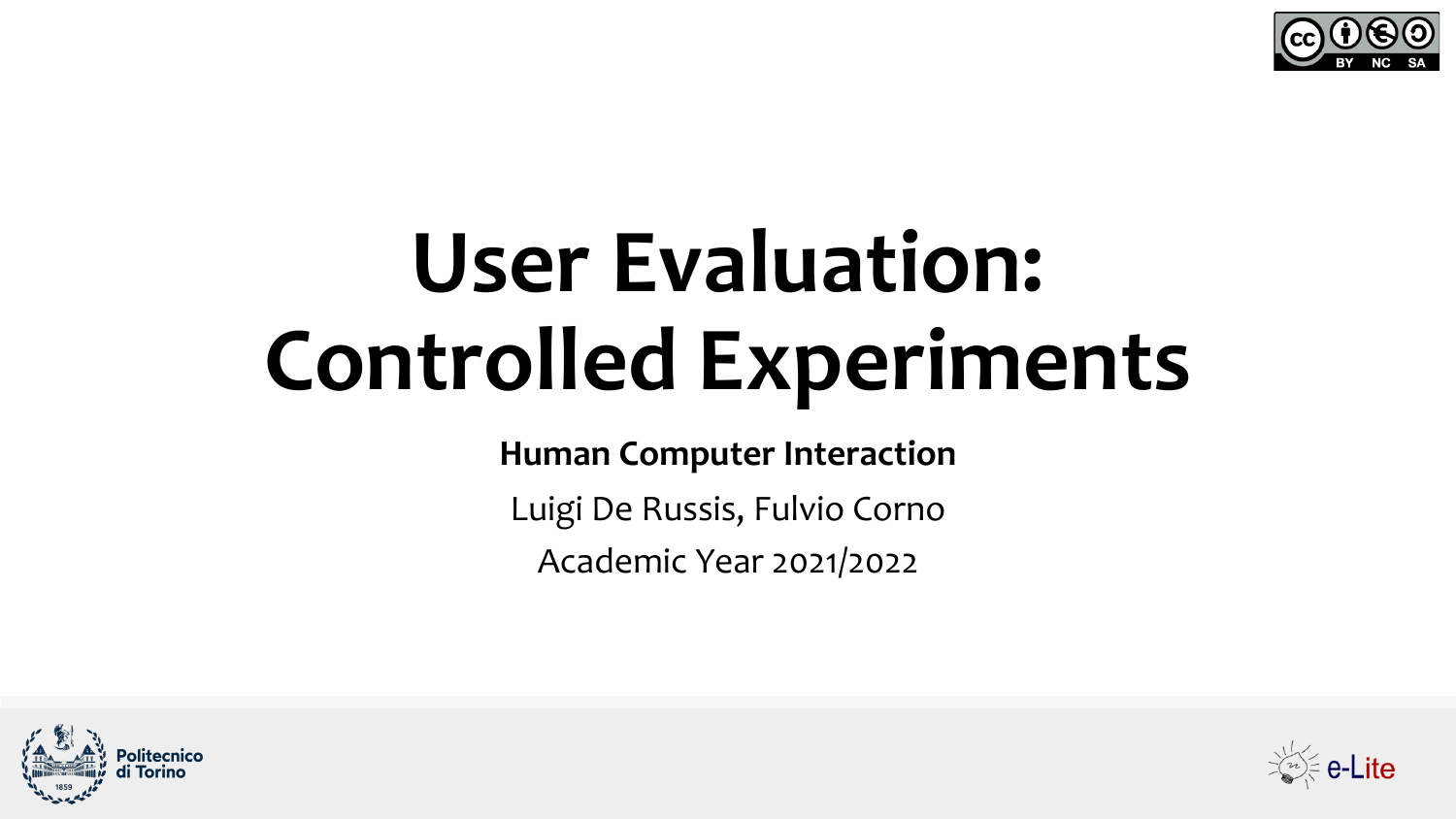# User Evaluation: Controlled Experiments

**Human Computer Interaction**

Luigi De Russis, Fulvio Corno

Academic Year 2021/2022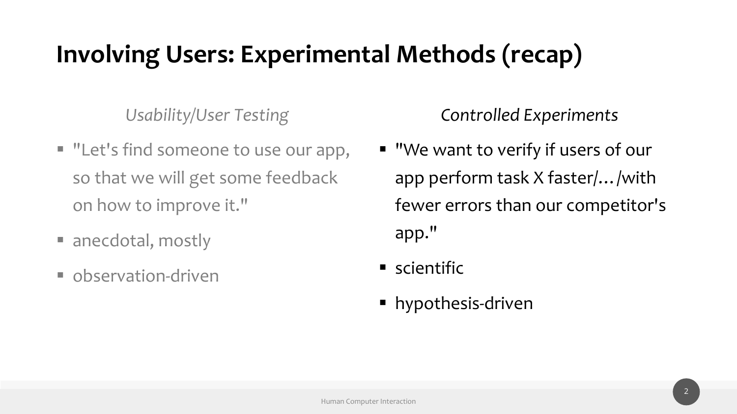# Involving Users: Experimental Methods (recap)

*Usability/User Testing*

- "Let's find someone to use our app, so that we will get some feedback on how to improve it."
- anecdotal, mostly
- observation-driven

*Controlled Experiments*

- "We want to verify if users of our app perform task X faster/…/with fewer errors than our competitor's app."
- scientific
- hypothesis-driven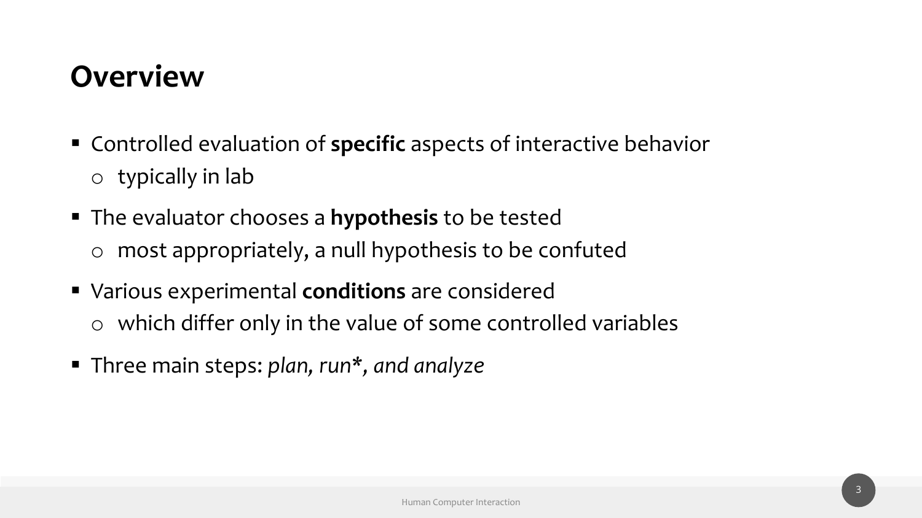# Overview

- Controlled evaluation of **specific** aspects of interactive behavior
  - typically in lab
- The evaluator chooses a **hypothesis** to be tested
  - most appropriately, a null hypothesis to be confuted
- Various experimental **conditions** are considered
  - which differ only in the value of some controlled variables
- Three main steps: *plan, run*, and analyze*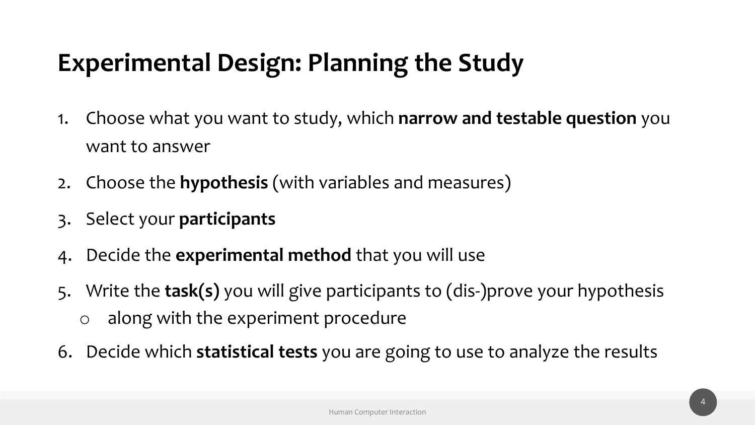# Experimental Design: Planning the Study

1. Choose what you want to study, which **narrow and testable question** you want to answer
2. Choose the **hypothesis** (with variables and measures)
3. Select your **participants**
4. Decide the **experimental method** that you will use
5. Write the **task(s)** you will give participants to (dis-)prove your hypothesis
   - along with the experiment procedure
6. Decide which **statistical tests** you are going to use to analyze the results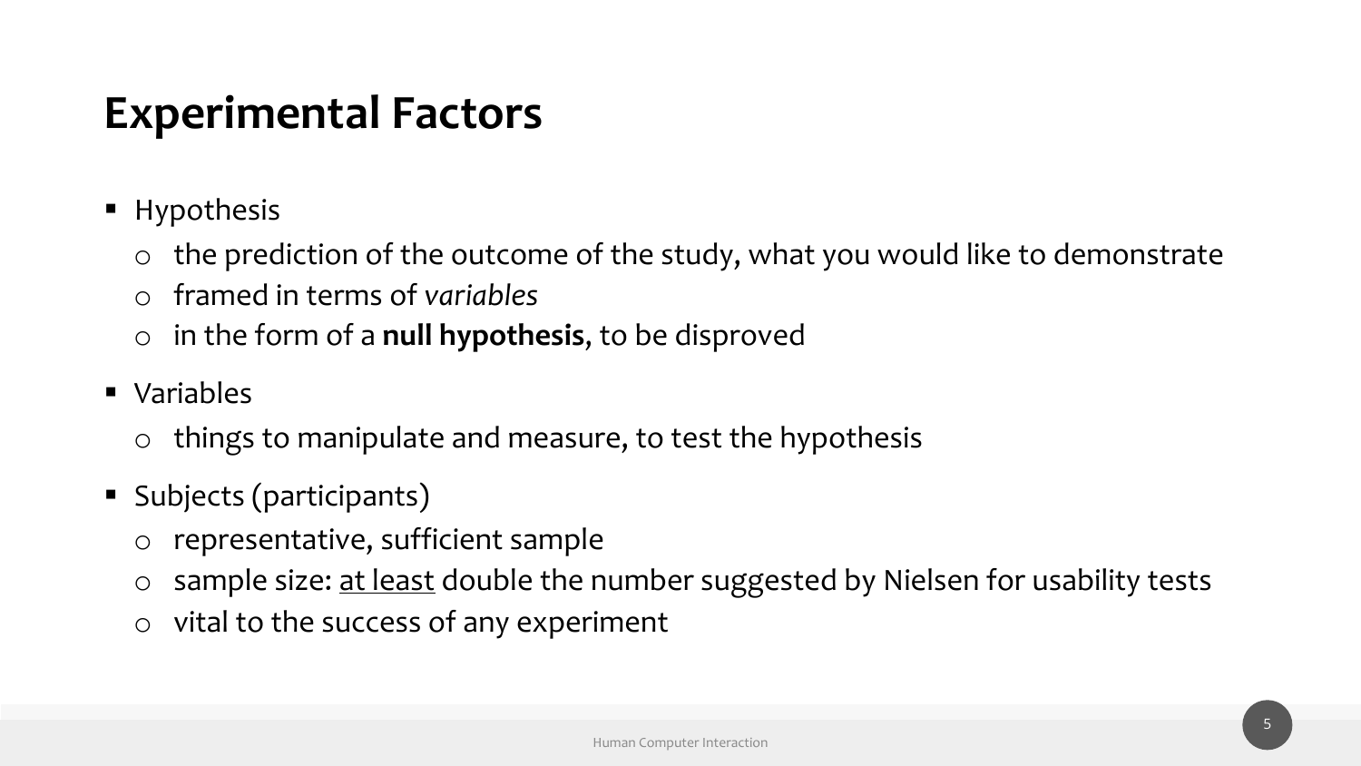# Experimental Factors

- Hypothesis
  - the prediction of the outcome of the study, what you would like to demonstrate
  - framed in terms of *variables*
  - in the form of a **null hypothesis**, to be disproved
- Variables
  - things to manipulate and measure, to test the hypothesis
- Subjects (participants)
  - representative, sufficient sample
  - sample size: <u>at least</u> double the number suggested by Nielsen for usability tests
  - vital to the success of any experiment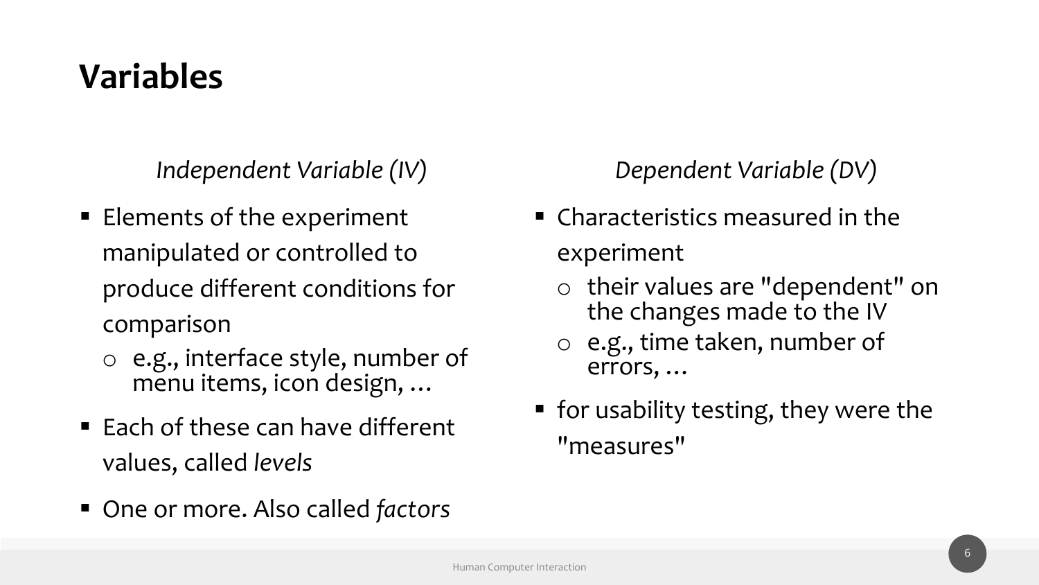# Variables

*Independent Variable (IV)*

- Elements of the experiment manipulated or controlled to produce different conditions for comparison
  - e.g., interface style, number of menu items, icon design, …
- Each of these can have different values, called *levels*
- One or more. Also called *factors*

*Dependent Variable (DV)*

- Characteristics measured in the experiment
  - their values are "dependent" on the changes made to the IV
  - e.g., time taken, number of errors, …
- for usability testing, they were the "measures"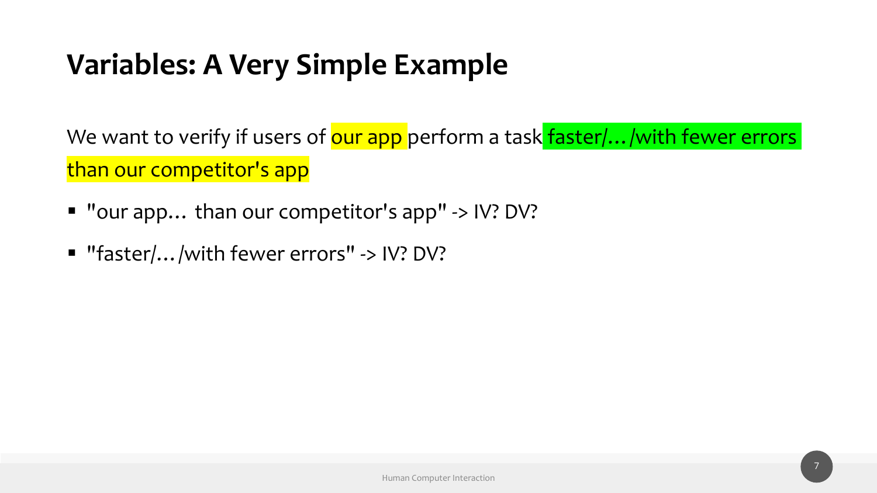# Variables: A Very Simple Example

We want to verify if users of our app perform a task faster/…/with fewer errors than our competitor's app

- "our app… than our competitor's app" -> IV? DV?
- "faster/…/with fewer errors" -> IV? DV?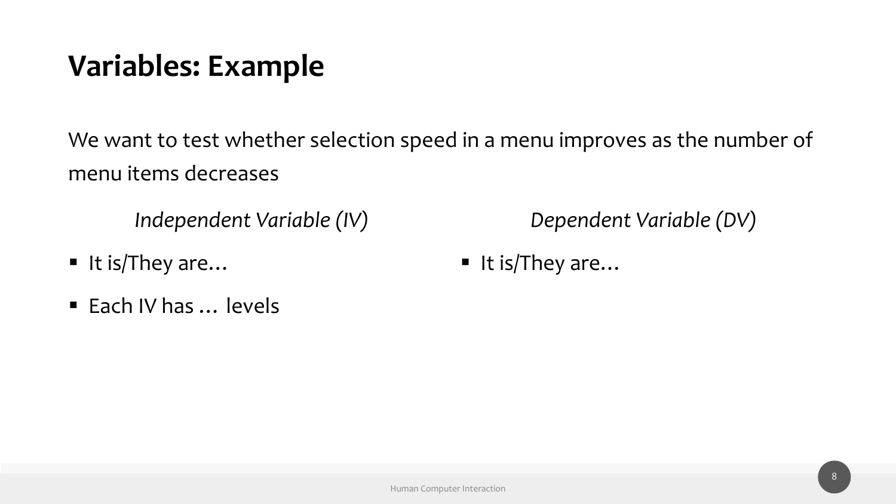# Variables: Example

We want to test whether selection speed in a menu improves as the number of menu items decreases

*Independent Variable (IV)*

- It is/They are…
- Each IV has … levels

*Dependent Variable (DV)*

- It is/They are…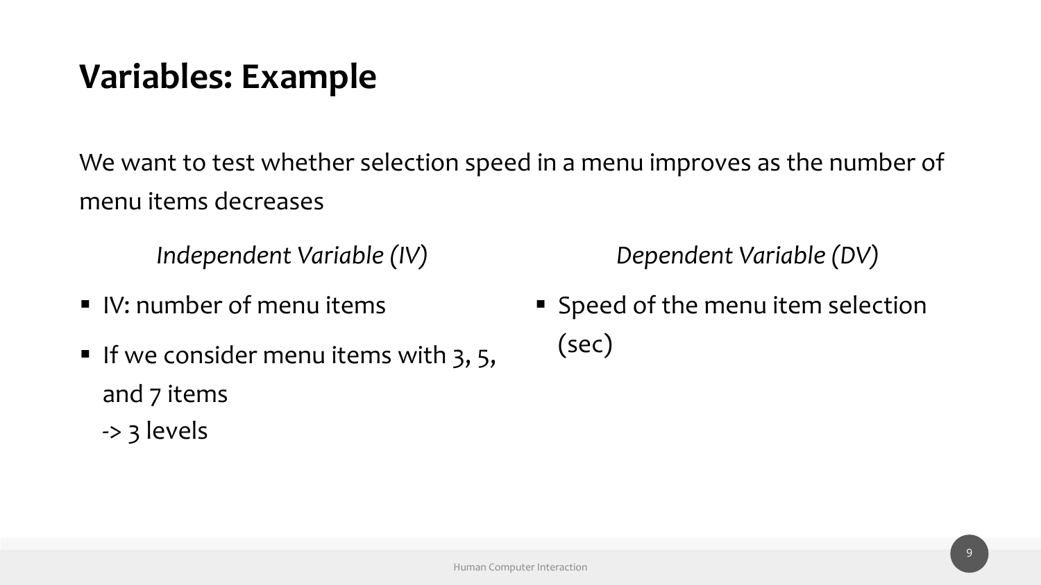# Variables: Example

We want to test whether selection speed in a menu improves as the number of menu items decreases

*Independent Variable (IV)*

- IV: number of menu items
- If we consider menu items with 3, 5, and 7 items
  -> 3 levels

*Dependent Variable (DV)*

- Speed of the menu item selection (sec)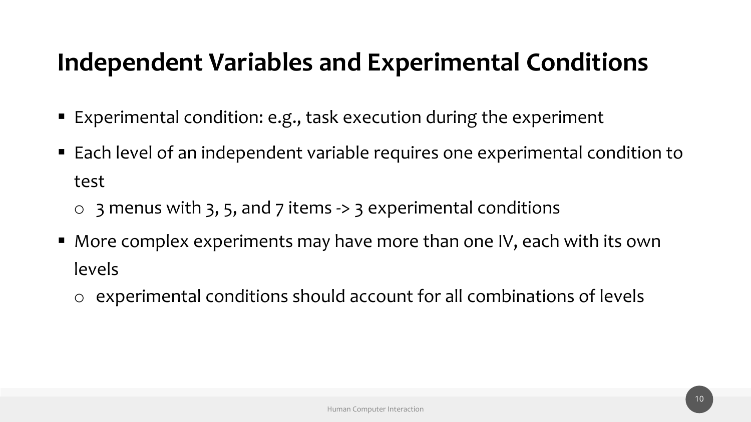# Independent Variables and Experimental Conditions

- Experimental condition: e.g., task execution during the experiment
- Each level of an independent variable requires one experimental condition to test
  - 3 menus with 3, 5, and 7 items -> 3 experimental conditions
- More complex experiments may have more than one IV, each with its own levels
  - experimental conditions should account for all combinations of levels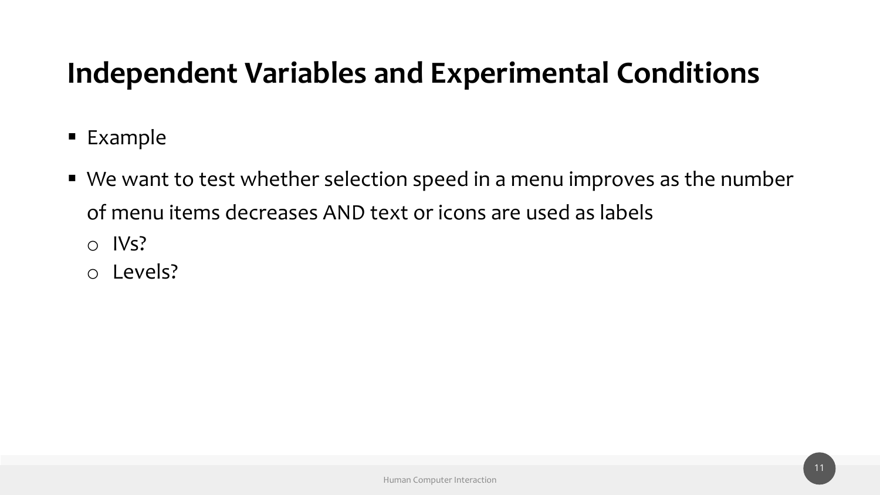# Independent Variables and Experimental Conditions

- Example
- We want to test whether selection speed in a menu improves as the number of menu items decreases AND text or icons are used as labels
  - IVs?
  - Levels?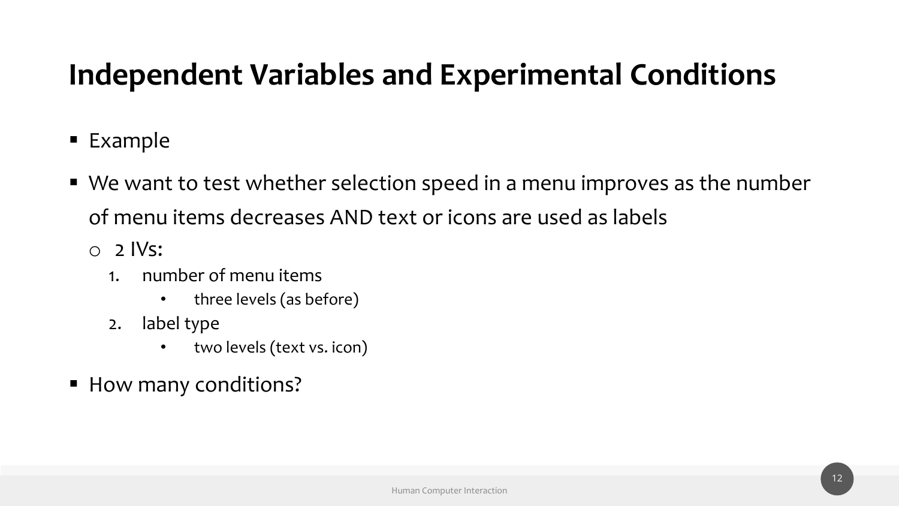# Independent Variables and Experimental Conditions

- Example
- We want to test whether selection speed in a menu improves as the number of menu items decreases AND text or icons are used as labels
  - 2 IVs:
    1. number of menu items
       - three levels (as before)
    2. label type
       - two levels (text vs. icon)
- How many conditions?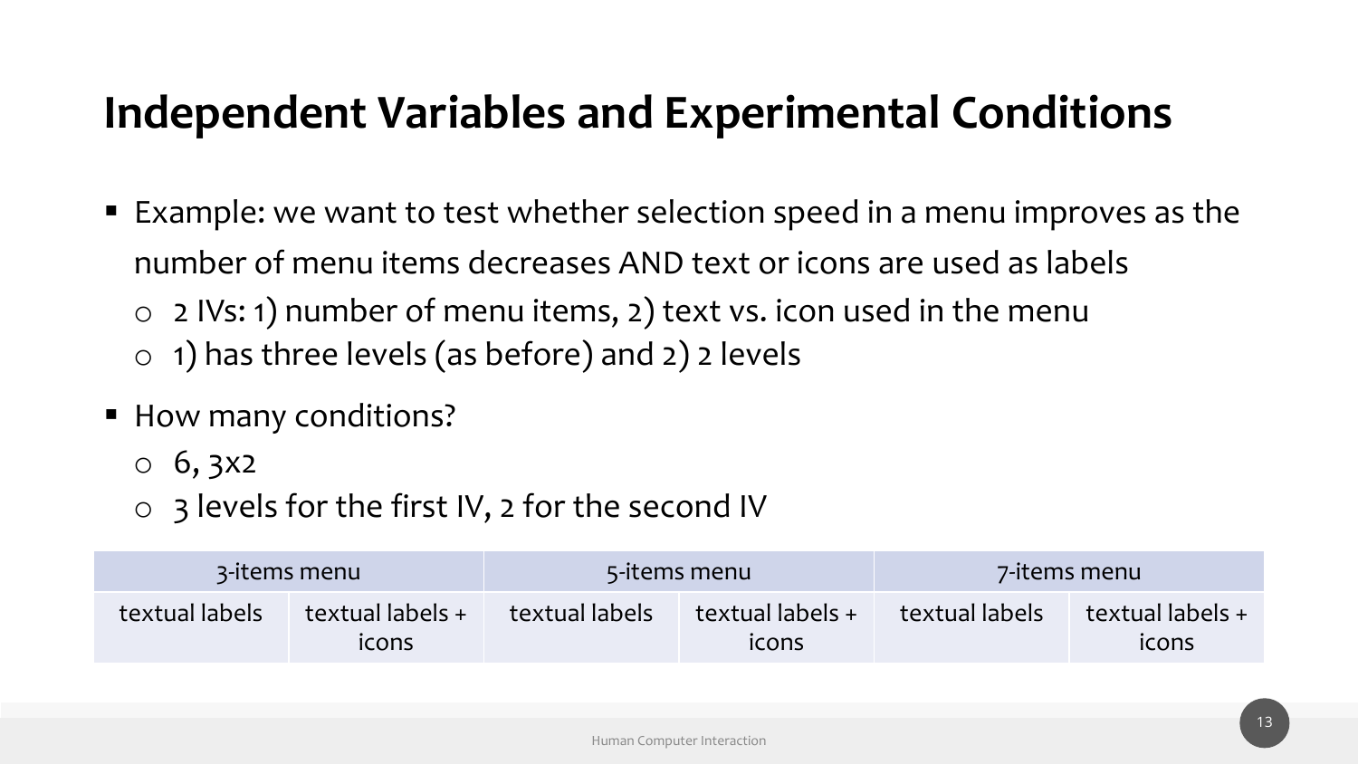# Independent Variables and Experimental Conditions

- Example: we want to test whether selection speed in a menu improves as the number of menu items decreases AND text or icons are used as labels
  - 2 IVs: 1) number of menu items, 2) text vs. icon used in the menu
  - 1) has three levels (as before) and 2) 2 levels
- How many conditions?
  - 6, 3x2
  - 3 levels for the first IV, 2 for the second IV

| 3-items menu | | 5-items menu | | 7-items menu | |
|---|---|---|---|---|---|
| textual labels | textual labels + icons | textual labels | textual labels + icons | textual labels | textual labels + icons |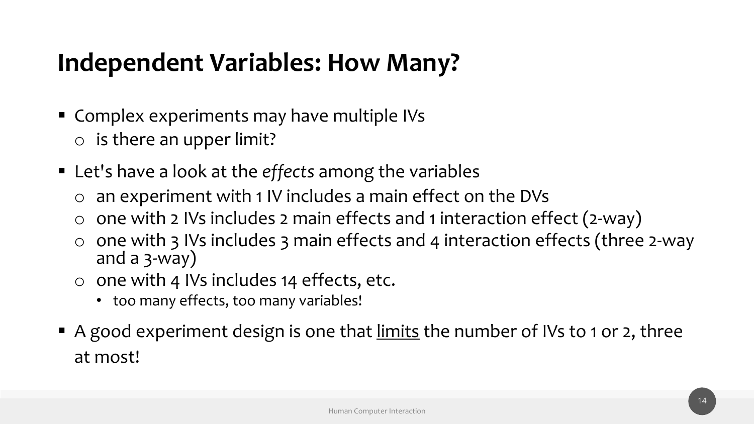# Independent Variables: How Many?

- Complex experiments may have multiple IVs
  - is there an upper limit?
- Let's have a look at the *effects* among the variables
  - an experiment with 1 IV includes a main effect on the DVs
  - one with 2 IVs includes 2 main effects and 1 interaction effect (2-way)
  - one with 3 IVs includes 3 main effects and 4 interaction effects (three 2-way and a 3-way)
  - one with 4 IVs includes 14 effects, etc.
    - too many effects, too many variables!
- A good experiment design is one that <u>limits</u> the number of IVs to 1 or 2, three at most!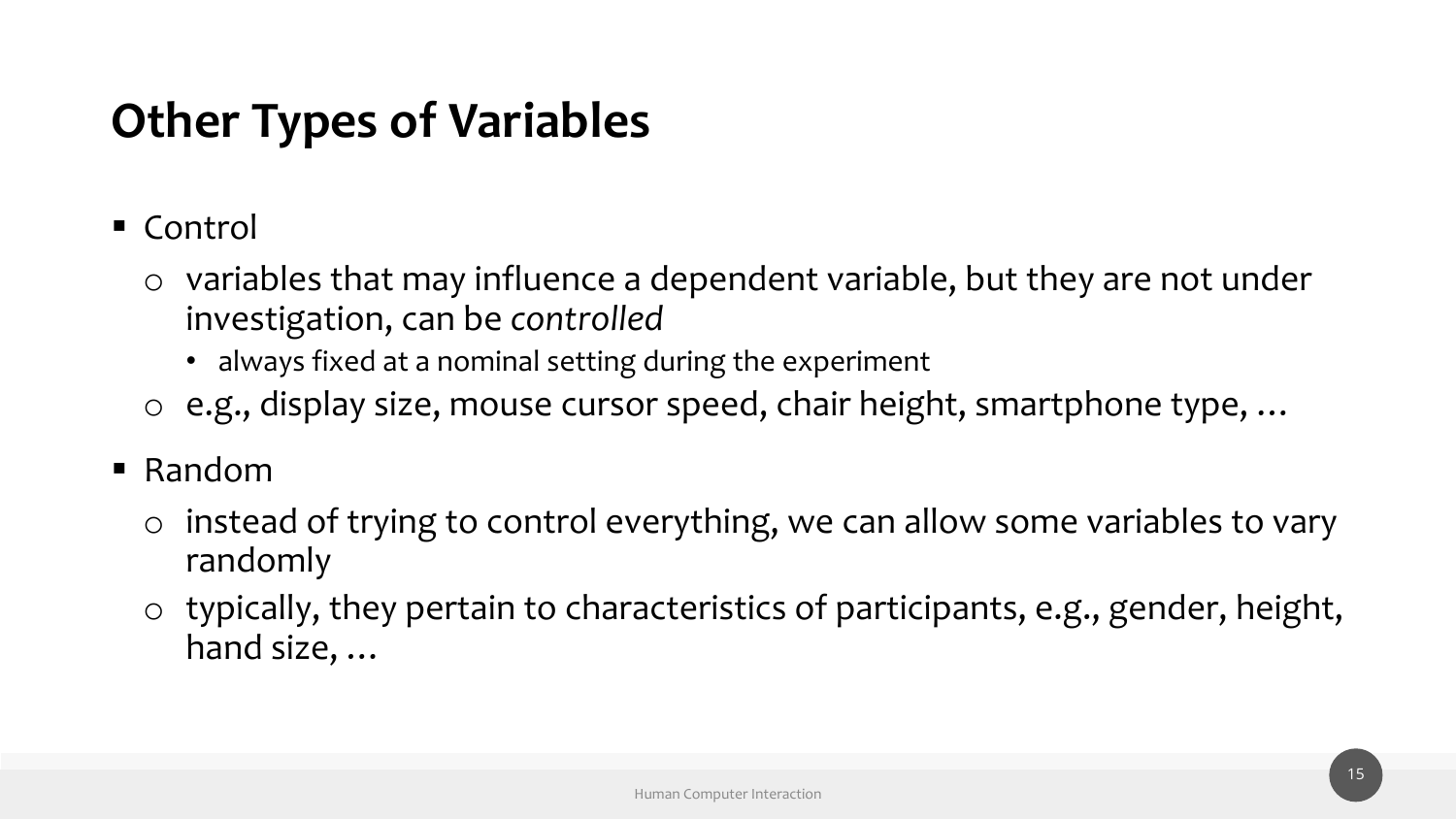# Other Types of Variables

- Control
  - variables that may influence a dependent variable, but they are not under investigation, can be *controlled*
    - always fixed at a nominal setting during the experiment
  - e.g., display size, mouse cursor speed, chair height, smartphone type, …
- Random
  - instead of trying to control everything, we can allow some variables to vary randomly
  - typically, they pertain to characteristics of participants, e.g., gender, height, hand size, …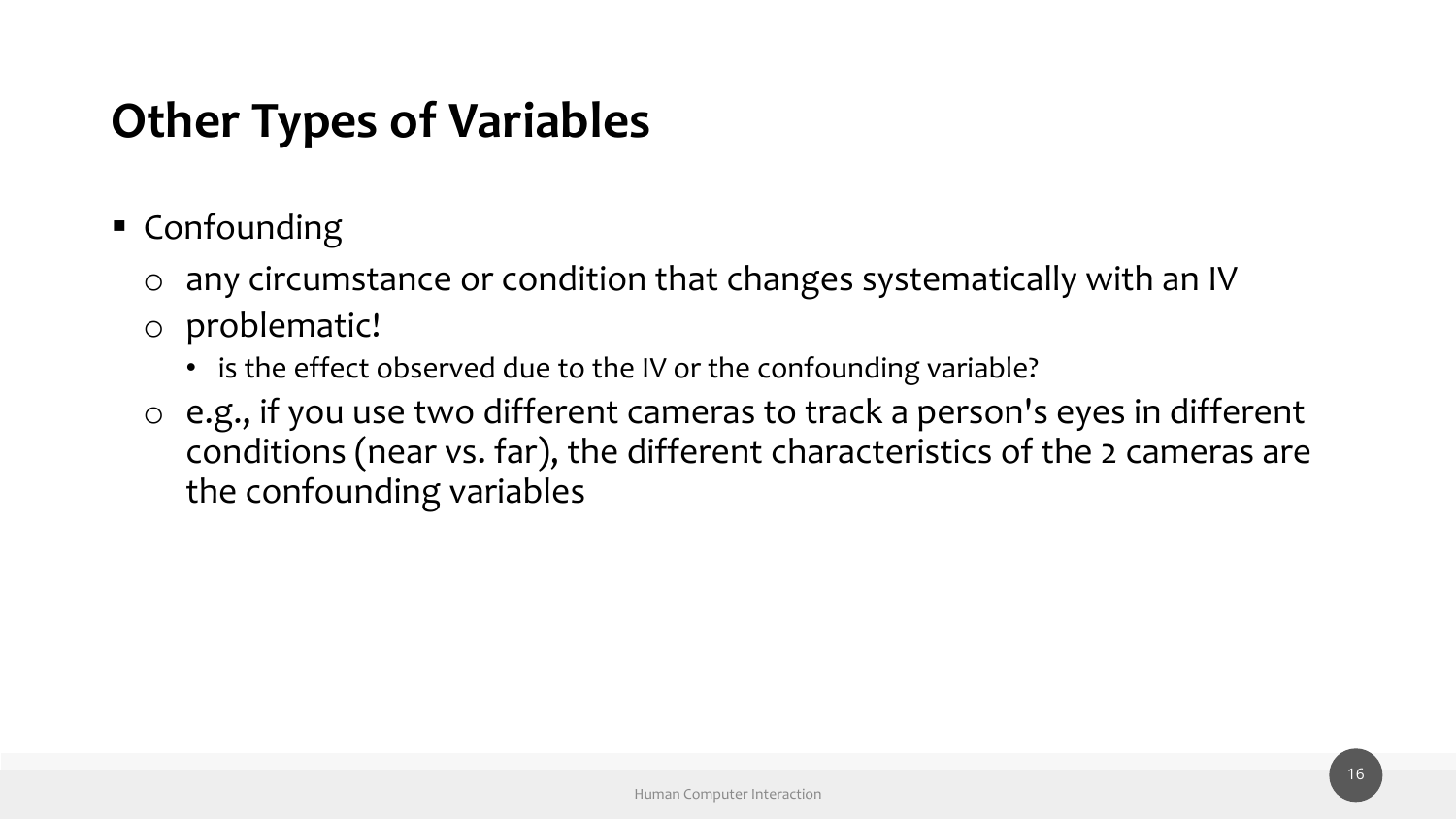# Other Types of Variables

- Confounding
  - any circumstance or condition that changes systematically with an IV
  - problematic!
    - is the effect observed due to the IV or the confounding variable?
  - e.g., if you use two different cameras to track a person's eyes in different conditions (near vs. far), the different characteristics of the 2 cameras are the confounding variables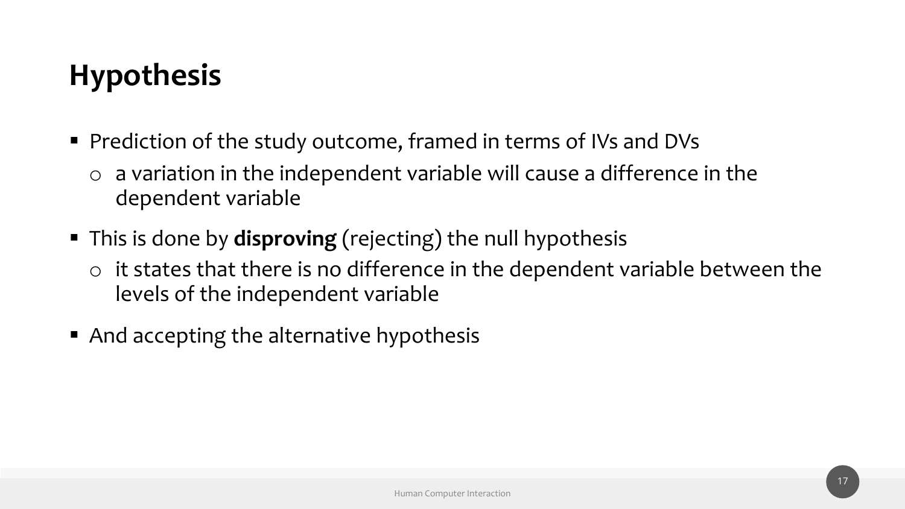# Hypothesis

- Prediction of the study outcome, framed in terms of IVs and DVs
  - a variation in the independent variable will cause a difference in the dependent variable
- This is done by **disproving** (rejecting) the null hypothesis
  - it states that there is no difference in the dependent variable between the levels of the independent variable
- And accepting the alternative hypothesis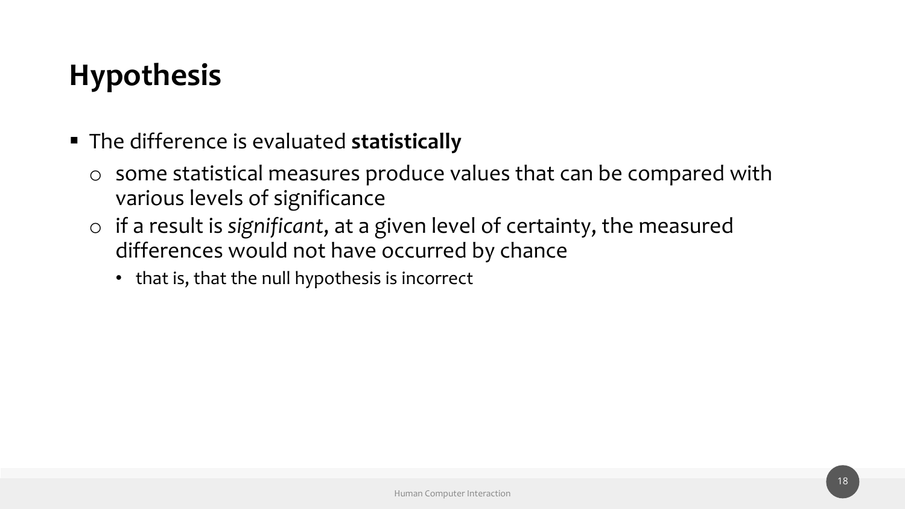# Hypothesis

- The difference is evaluated **statistically**
  - some statistical measures produce values that can be compared with various levels of significance
  - if a result is *significant*, at a given level of certainty, the measured differences would not have occurred by chance
    - that is, that the null hypothesis is incorrect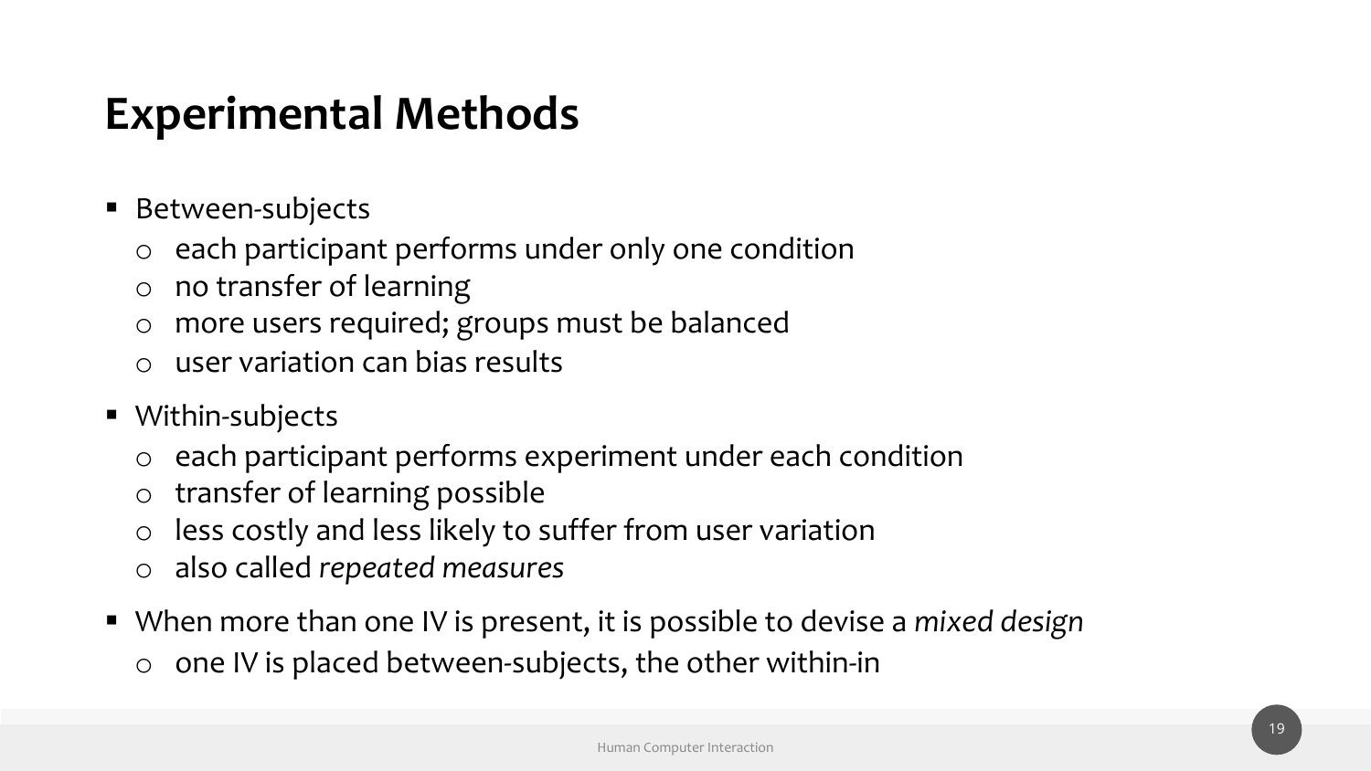# Experimental Methods

- Between-subjects
  - each participant performs under only one condition
  - no transfer of learning
  - more users required; groups must be balanced
  - user variation can bias results
- Within-subjects
  - each participant performs experiment under each condition
  - transfer of learning possible
  - less costly and less likely to suffer from user variation
  - also called *repeated measures*
- When more than one IV is present, it is possible to devise a *mixed design*
  - one IV is placed between-subjects, the other within-in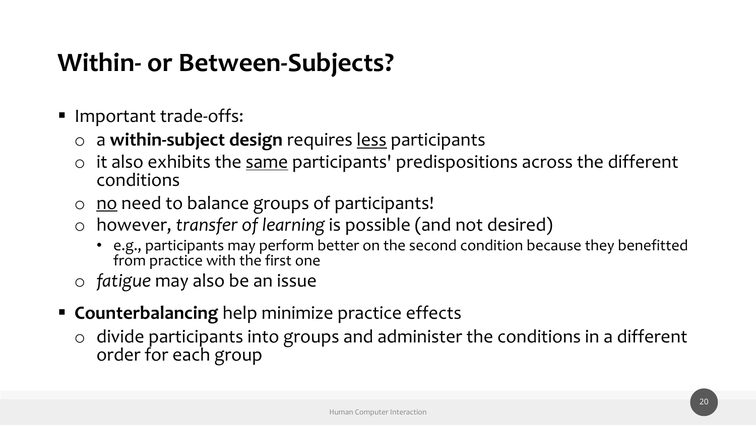# Within- or Between-Subjects?

- Important trade-offs:
  - a **within-subject design** requires <u>less</u> participants
  - it also exhibits the <u>same</u> participants' predispositions across the different conditions
  - <u>no</u> need to balance groups of participants!
  - however, *transfer of learning* is possible (and not desired)
    - e.g., participants may perform better on the second condition because they benefitted from practice with the first one
  - *fatigue* may also be an issue
- **Counterbalancing** help minimize practice effects
  - divide participants into groups and administer the conditions in a different order for each group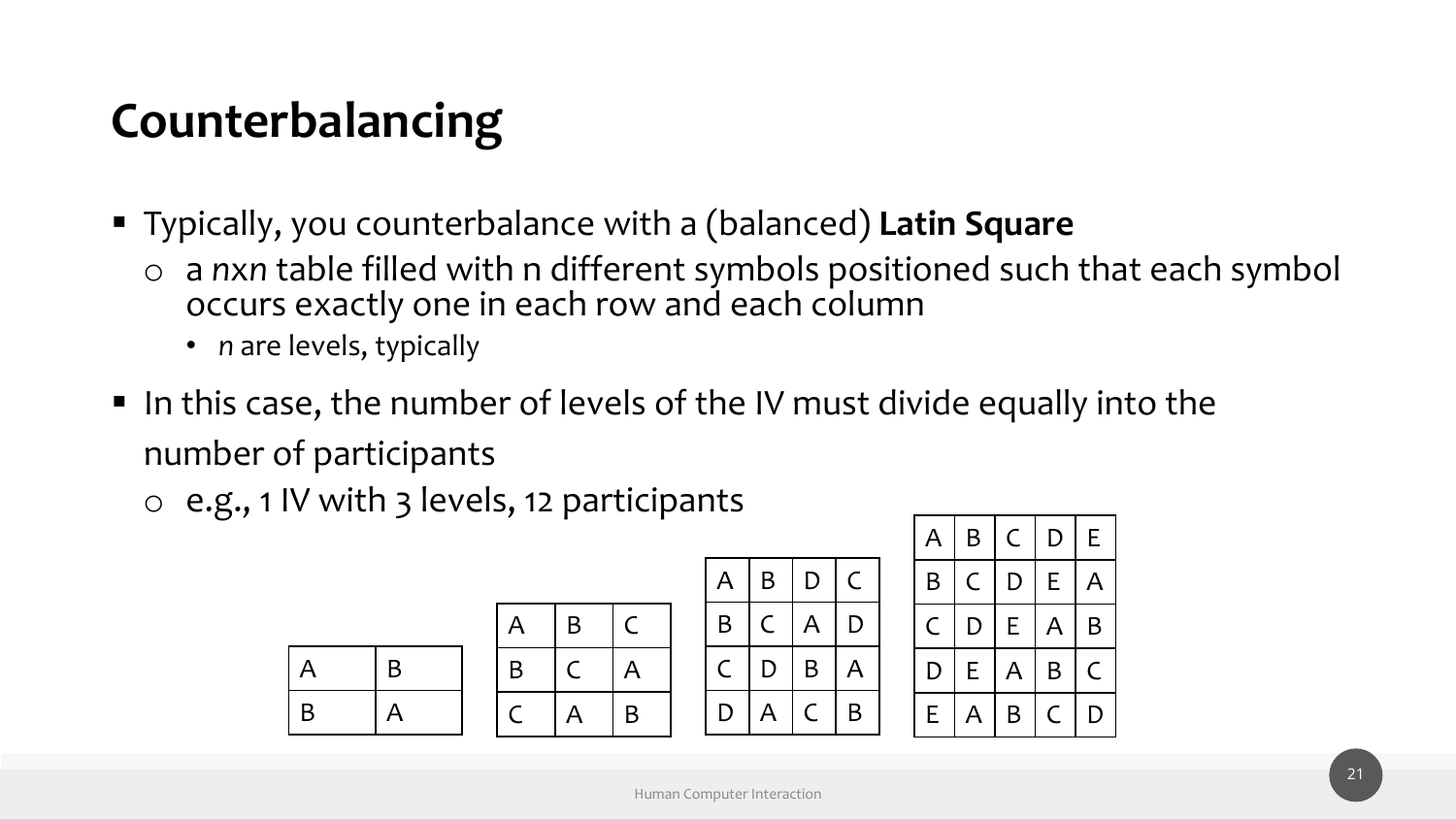# Counterbalancing

- Typically, you counterbalance with a (balanced) **Latin Square**
  - a *n*x*n* table filled with n different symbols positioned such that each symbol occurs exactly one in each row and each column
    - *n* are levels, typically
- In this case, the number of levels of the IV must divide equally into the number of participants
  - e.g., 1 IV with 3 levels, 12 participants

| | |
|---|---|
| A | B |
| B | A |

| | | |
|---|---|---|
| A | B | C |
| B | C | A |
| C | A | B |

| | | | |
|---|---|---|---|
| A | B | D | C |
| B | C | A | D |
| C | D | B | A |
| D | A | C | B |

| | | | | |
|---|---|---|---|---|
| A | B | C | D | E |
| B | C | D | E | A |
| C | D | E | A | B |
| D | E | A | B | C |
| E | A | B | C | D |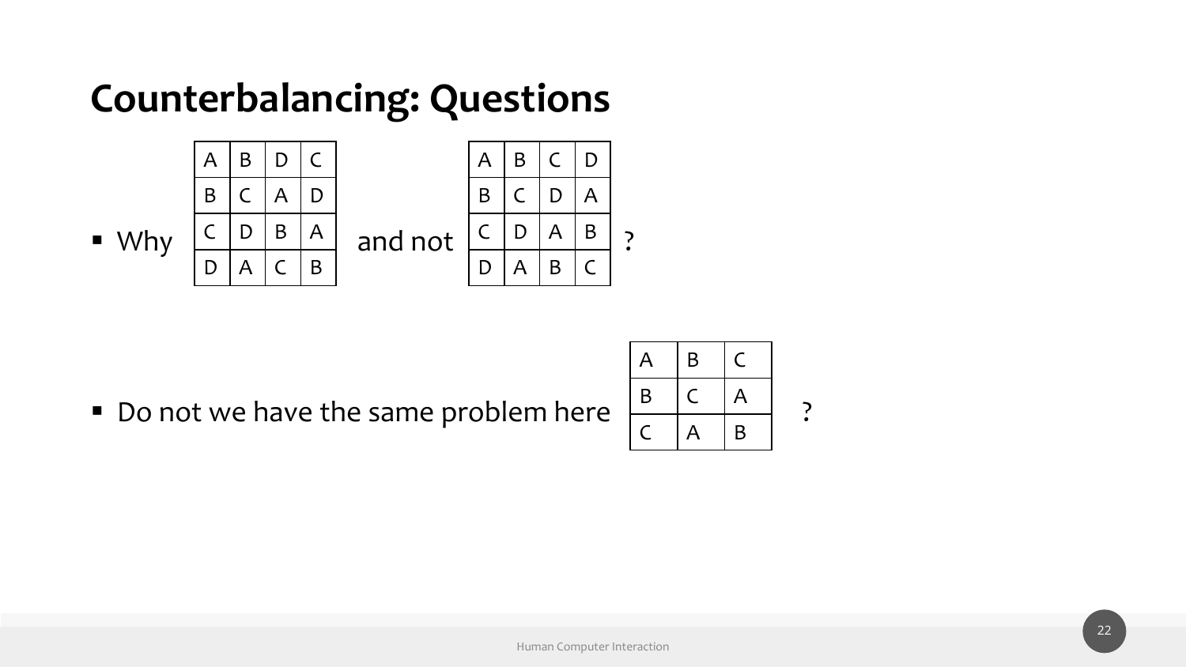# Counterbalancing: Questions

- Why

| A | B | D | C |
|---|---|---|---|
| B | C | A | D |
| C | D | B | A |
| D | A | C | B |

and not

| A | B | C | D |
|---|---|---|---|
| B | C | D | A |
| C | D | A | B |
| D | A | B | C |

?

- Do not we have the same problem here

| A | B | C |
|---|---|---|
| B | C | A |
| C | A | B |

?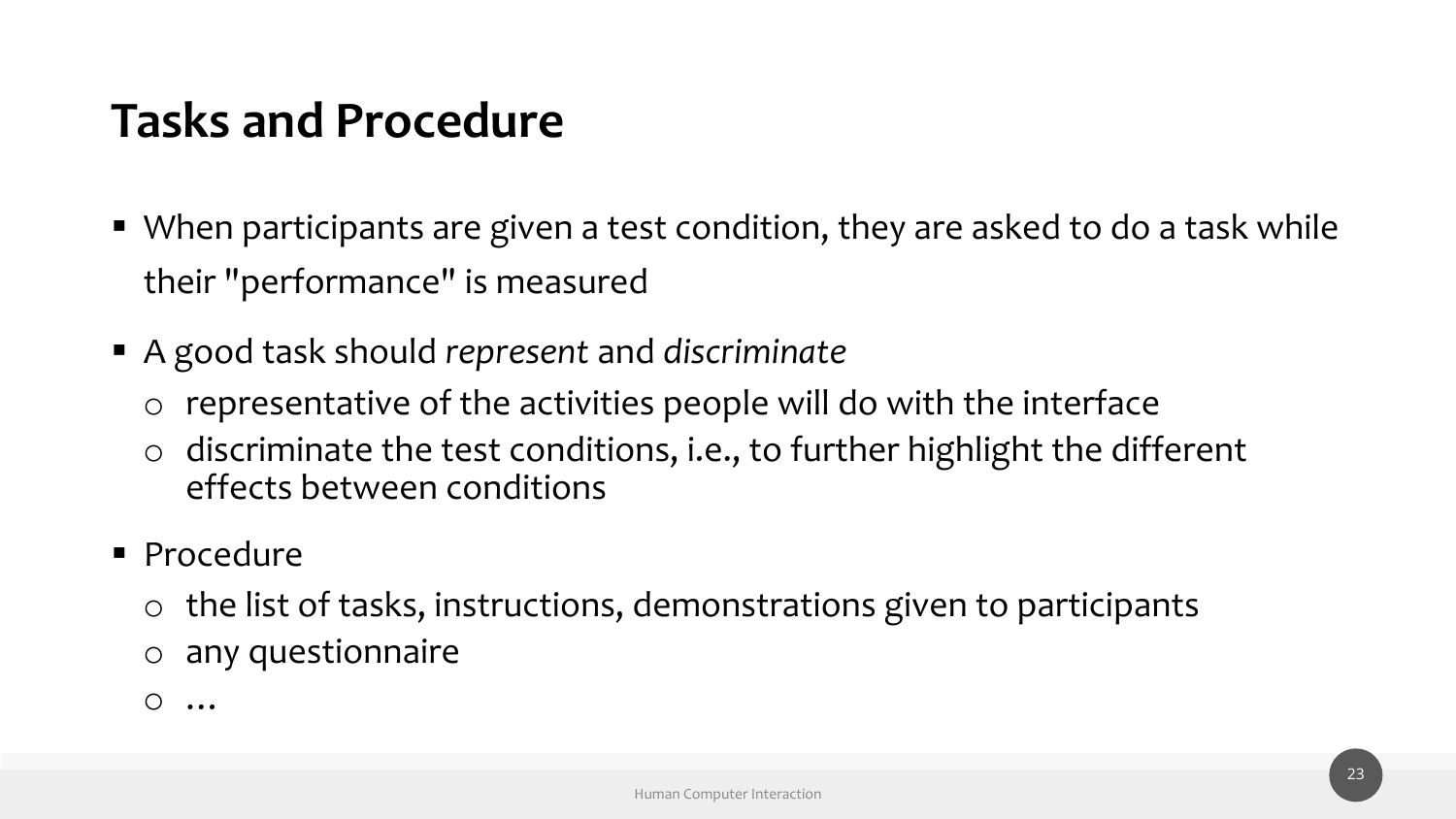# Tasks and Procedure

- When participants are given a test condition, they are asked to do a task while their "performance" is measured
- A good task should *represent* and *discriminate*
  - representative of the activities people will do with the interface
  - discriminate the test conditions, i.e., to further highlight the different effects between conditions
- Procedure
  - the list of tasks, instructions, demonstrations given to participants
  - any questionnaire
  - …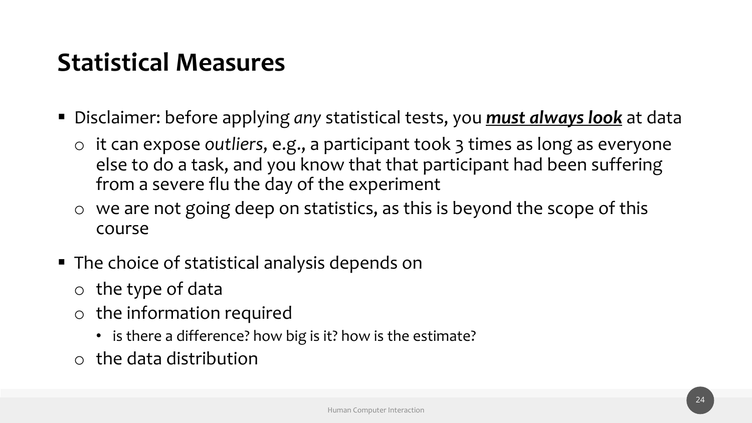# Statistical Measures

- Disclaimer: before applying *any* statistical tests, you ***must always look*** at data
  - it can expose *outliers*, e.g., a participant took 3 times as long as everyone else to do a task, and you know that that participant had been suffering from a severe flu the day of the experiment
  - we are not going deep on statistics, as this is beyond the scope of this course
- The choice of statistical analysis depends on
  - the type of data
  - the information required
    - is there a difference? how big is it? how is the estimate?
  - the data distribution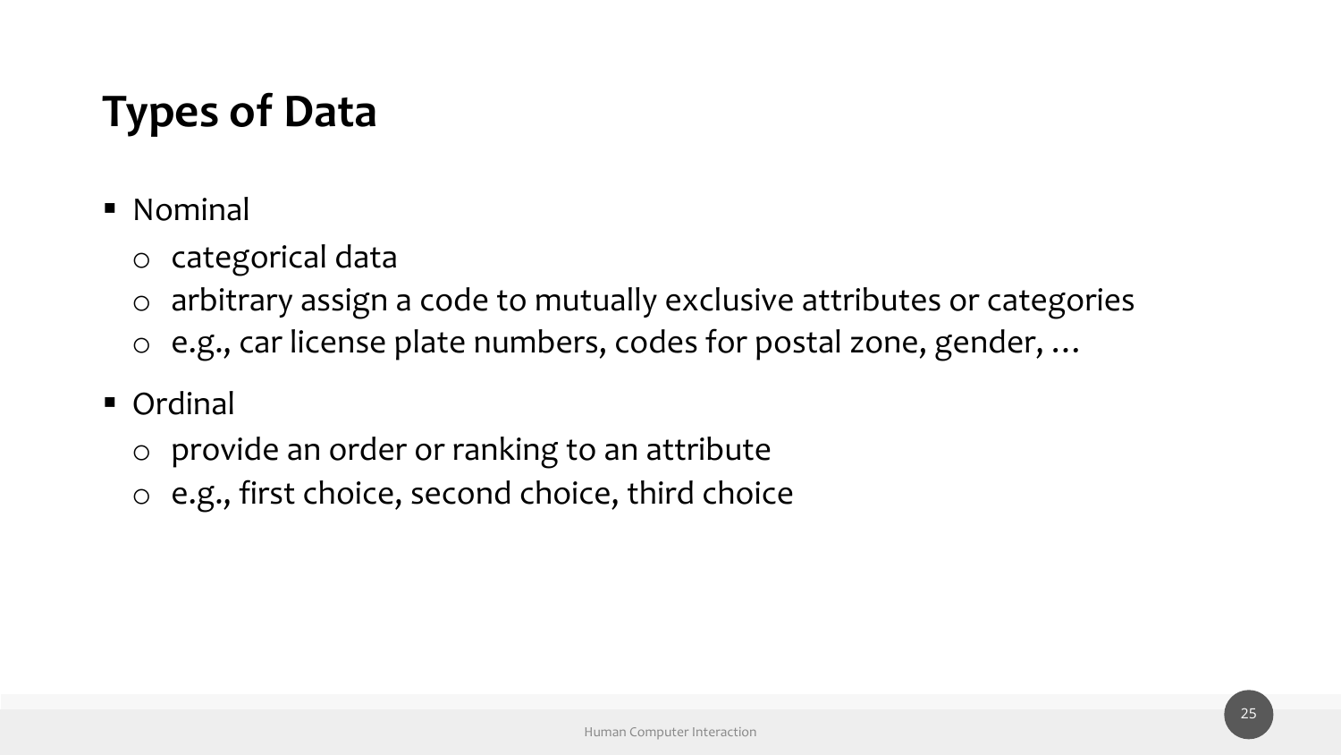# Types of Data

- Nominal
  - categorical data
  - arbitrary assign a code to mutually exclusive attributes or categories
  - e.g., car license plate numbers, codes for postal zone, gender, …
- Ordinal
  - provide an order or ranking to an attribute
  - e.g., first choice, second choice, third choice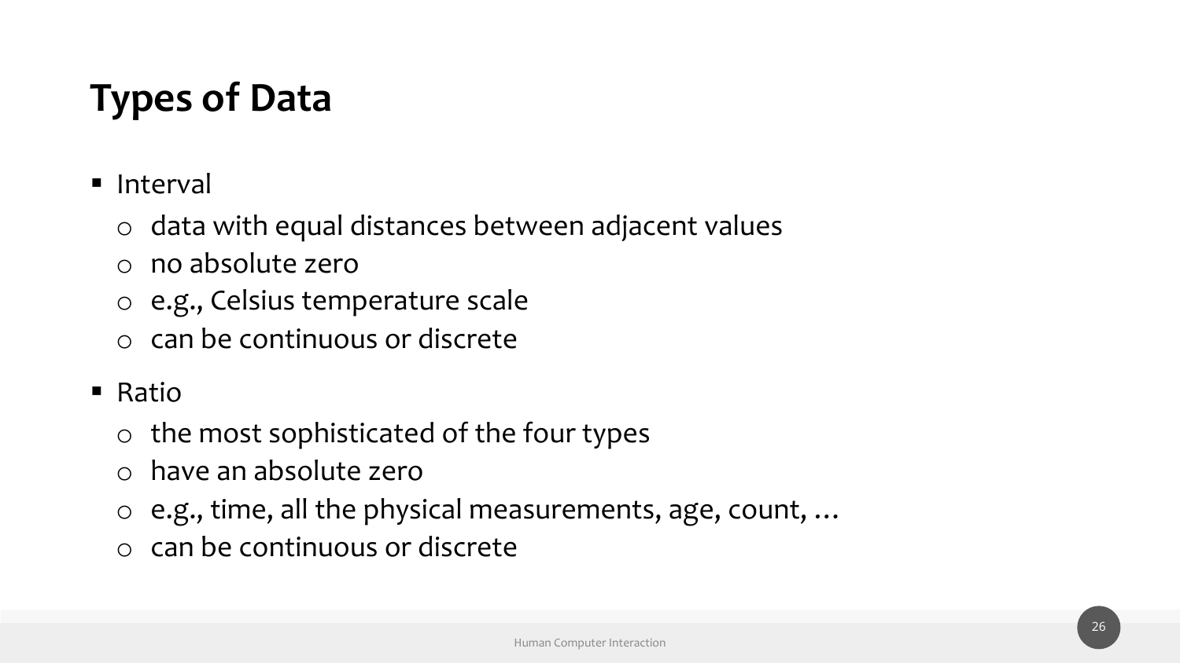# Types of Data

- Interval
  - data with equal distances between adjacent values
  - no absolute zero
  - e.g., Celsius temperature scale
  - can be continuous or discrete
- Ratio
  - the most sophisticated of the four types
  - have an absolute zero
  - e.g., time, all the physical measurements, age, count, …
  - can be continuous or discrete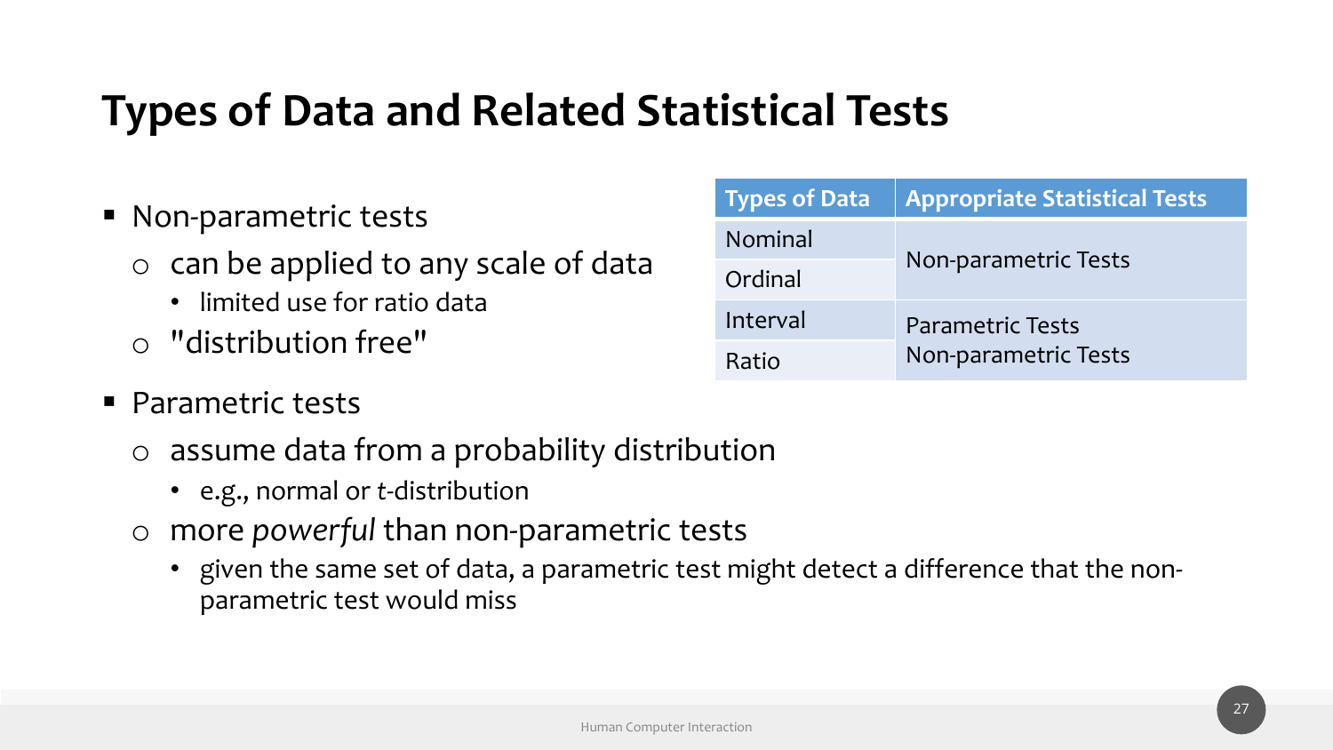# Types of Data and Related Statistical Tests

- Non-parametric tests
  - can be applied to any scale of data
    - limited use for ratio data
  - "distribution free"
- Parametric tests
  - assume data from a probability distribution
    - e.g., normal or *t*-distribution
  - more *powerful* than non-parametric tests
    - given the same set of data, a parametric test might detect a difference that the non-parametric test would miss

| Types of Data | Appropriate Statistical Tests |
| --- | --- |
| Nominal | Non-parametric Tests |
| Ordinal | |
| Interval | Parametric Tests<br>Non-parametric Tests |
| Ratio | |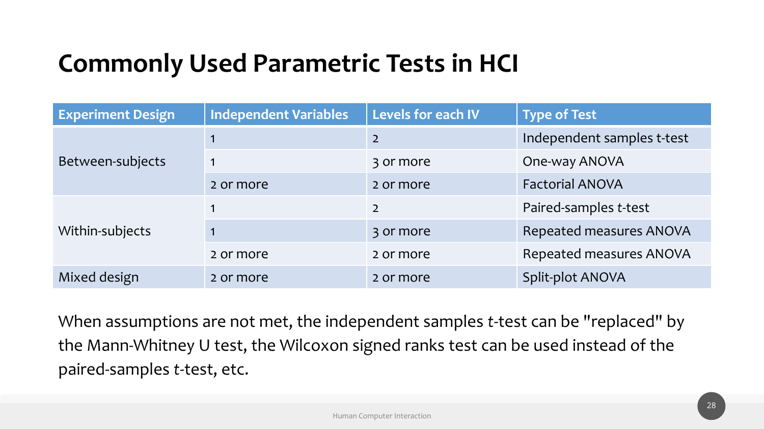# Commonly Used Parametric Tests in HCI

| Experiment Design | Independent Variables | Levels for each IV | Type of Test |
| --- | --- | --- | --- |
| Between-subjects | 1 | 2 | Independent samples t-test |
| | 1 | 3 or more | One-way ANOVA |
| | 2 or more | 2 or more | Factorial ANOVA |
| Within-subjects | 1 | 2 | Paired-samples *t*-test |
| | 1 | 3 or more | Repeated measures ANOVA |
| | 2 or more | 2 or more | Repeated measures ANOVA |
| Mixed design | 2 or more | 2 or more | Split-plot ANOVA |

When assumptions are not met, the independent samples *t*-test can be "replaced" by the Mann-Whitney U test, the Wilcoxon signed ranks test can be used instead of the paired-samples *t*-test, etc.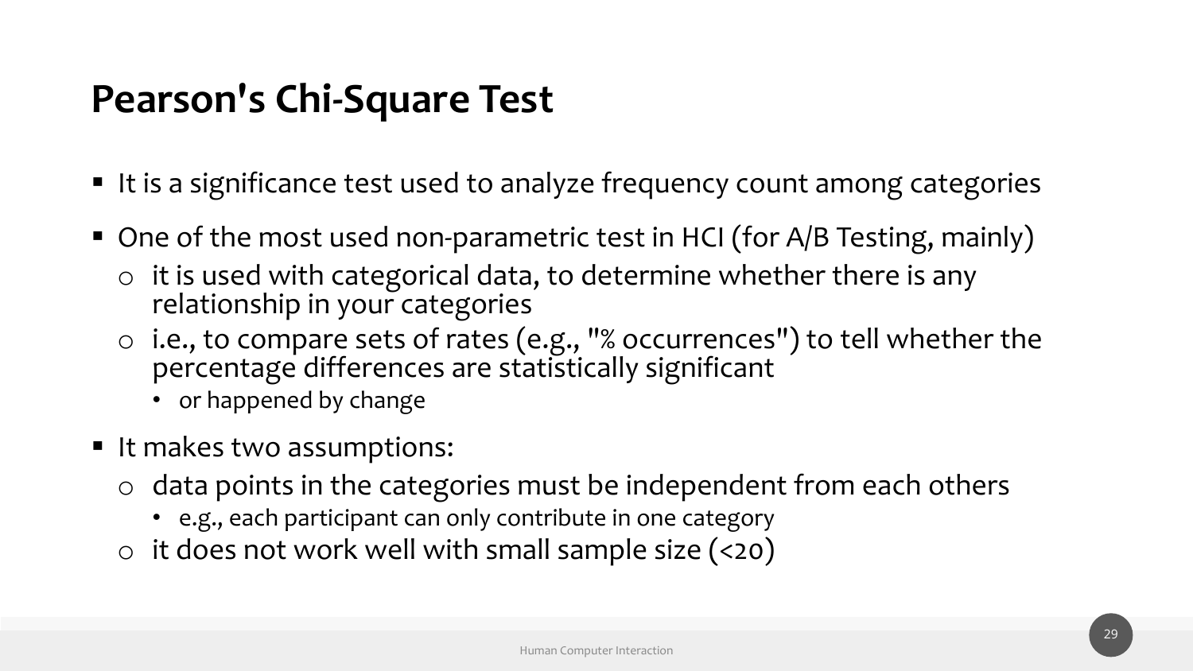# Pearson's Chi-Square Test

- It is a significance test used to analyze frequency count among categories
- One of the most used non-parametric test in HCI (for A/B Testing, mainly)
  - it is used with categorical data, to determine whether there is any relationship in your categories
  - i.e., to compare sets of rates (e.g., "% occurrences") to tell whether the percentage differences are statistically significant
    - or happened by change
- It makes two assumptions:
  - data points in the categories must be independent from each others
    - e.g., each participant can only contribute in one category
  - it does not work well with small sample size (<20)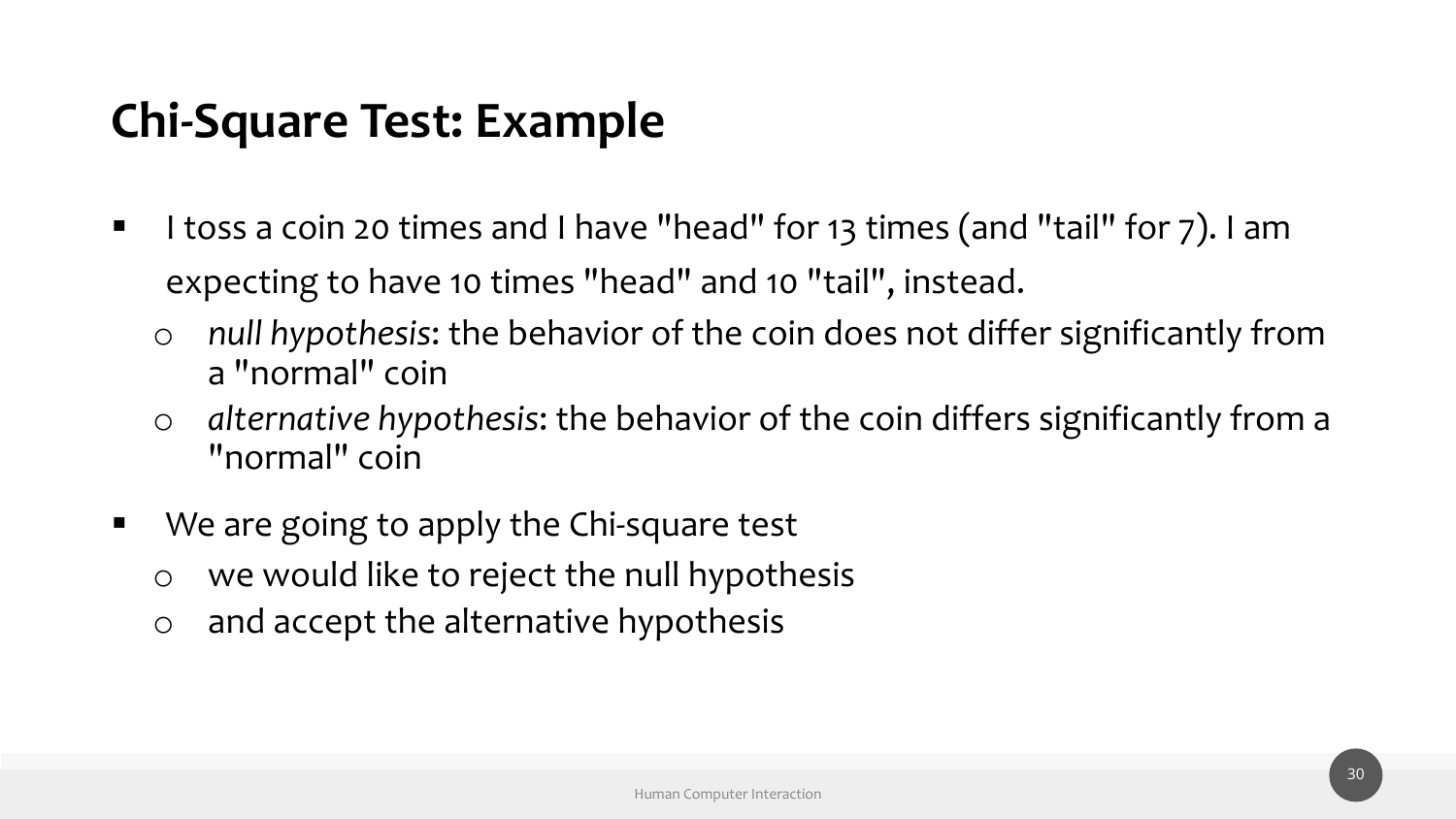# Chi-Square Test: Example

- I toss a coin 20 times and I have "head" for 13 times (and "tail" for 7). I am expecting to have 10 times "head" and 10 "tail", instead.
  - *null hypothesis*: the behavior of the coin does not differ significantly from a "normal" coin
  - *alternative hypothesis*: the behavior of the coin differs significantly from a "normal" coin
- We are going to apply the Chi-square test
  - we would like to reject the null hypothesis
  - and accept the alternative hypothesis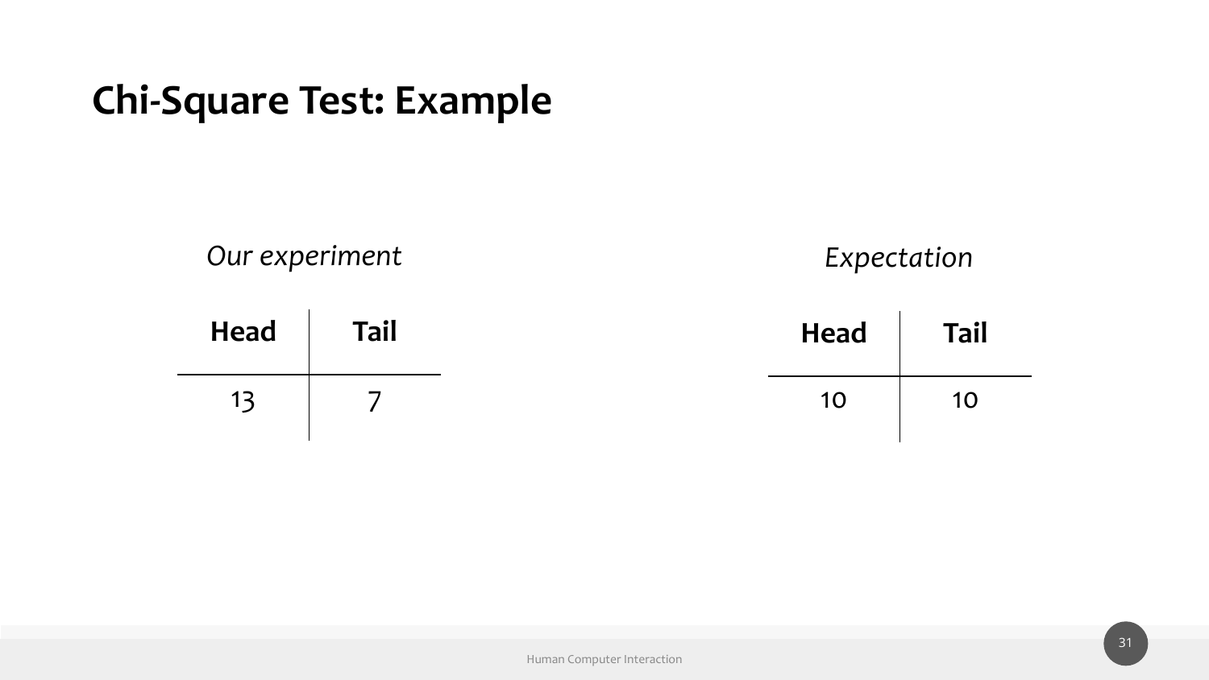# Chi-Square Test: Example

*Our experiment*

| Head | Tail |
|---|---|
| 13 | 7 |

*Expectation*

| Head | Tail |
|---|---|
| 10 | 10 |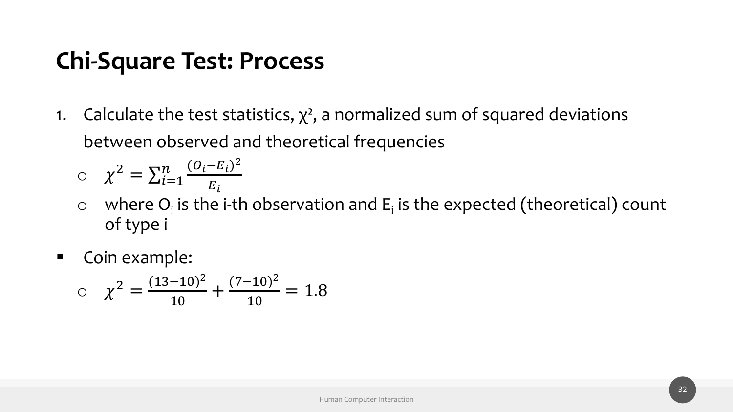# Chi-Square Test: Process

1. Calculate the test statistics, $\chi^2$, a normalized sum of squared deviations between observed and theoretical frequencies
   - $\chi^2 = \sum_{i=1}^{n} \frac{(O_i - E_i)^2}{E_i}$
   - where $O_i$ is the i-th observation and $E_i$ is the expected (theoretical) count of type i

- Coin example:
  - $\chi^2 = \frac{(13-10)^2}{10} + \frac{(7-10)^2}{10} = 1.8$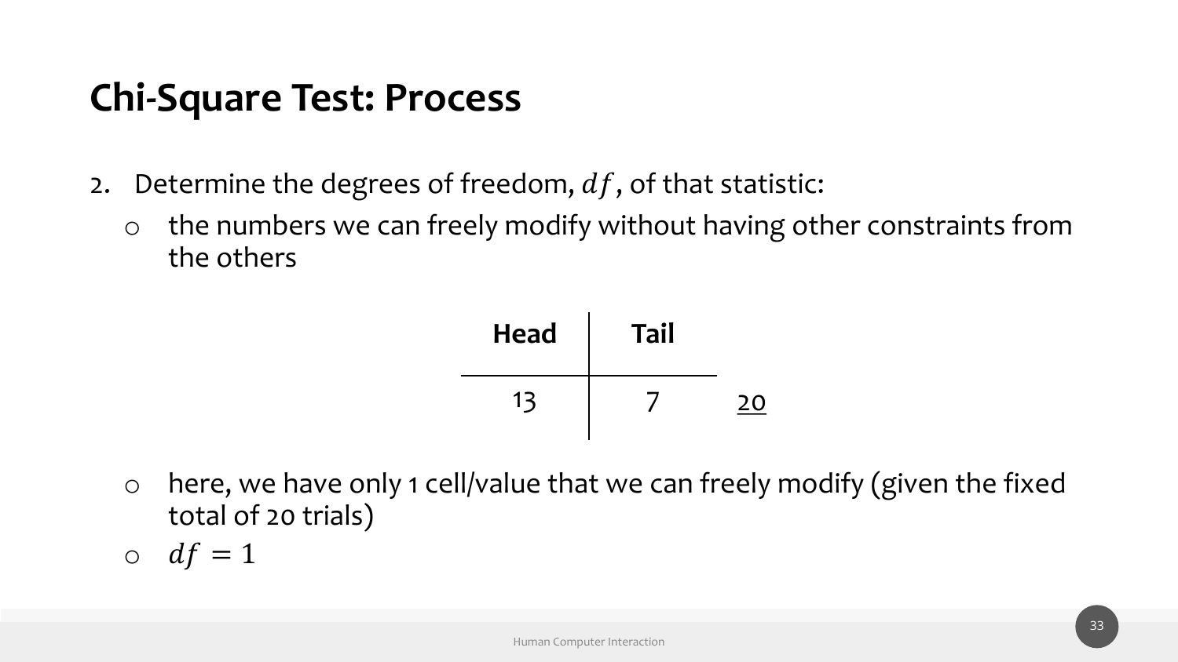# Chi-Square Test: Process

2. Determine the degrees of freedom, $df$, of that statistic:
   - the numbers we can freely modify without having other constraints from the others

| Head | Tail | |
|---|---|---|
| 13 | 7 | 20 |

   - here, we have only 1 cell/value that we can freely modify (given the fixed total of 20 trials)
   - $df = 1$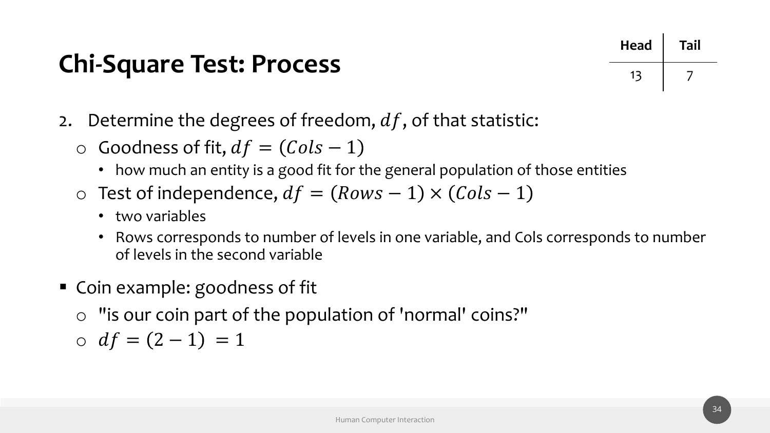# Chi-Square Test: Process

| Head | Tail |
|---|---|
| 13 | 7 |

2. Determine the degrees of freedom, $df$, of that statistic:
   - Goodness of fit, $df = (Cols - 1)$
     - how much an entity is a good fit for the general population of those entities
   - Test of independence, $df = (Rows - 1) \times (Cols - 1)$
     - two variables
     - Rows corresponds to number of levels in one variable, and Cols corresponds to number of levels in the second variable

- Coin example: goodness of fit
  - "is our coin part of the population of 'normal' coins?"
  - $df = (2 - 1) = 1$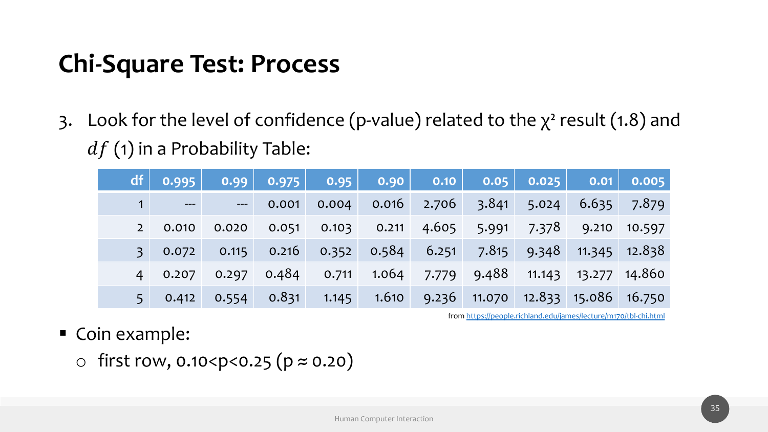# Chi-Square Test: Process

3. Look for the level of confidence (p-value) related to the $\chi^2$ result (1.8) and $df$ (1) in a Probability Table:

| df | 0.995 | 0.99 | 0.975 | 0.95 | 0.90 | 0.10 | 0.05 | 0.025 | 0.01 | 0.005 |
|---|---|---|---|---|---|---|---|---|---|---|
| 1 | --- | --- | 0.001 | 0.004 | 0.016 | 2.706 | 3.841 | 5.024 | 6.635 | 7.879 |
| 2 | 0.010 | 0.020 | 0.051 | 0.103 | 0.211 | 4.605 | 5.991 | 7.378 | 9.210 | 10.597 |
| 3 | 0.072 | 0.115 | 0.216 | 0.352 | 0.584 | 6.251 | 7.815 | 9.348 | 11.345 | 12.838 |
| 4 | 0.207 | 0.297 | 0.484 | 0.711 | 1.064 | 7.779 | 9.488 | 11.143 | 13.277 | 14.860 |
| 5 | 0.412 | 0.554 | 0.831 | 1.145 | 1.610 | 9.236 | 11.070 | 12.833 | 15.086 | 16.750 |

from https://people.richland.edu/james/lecture/m170/tbl-chi.html

- Coin example:
  - first row, $0.10 < p < 0.25$ ($p \approx 0.20$)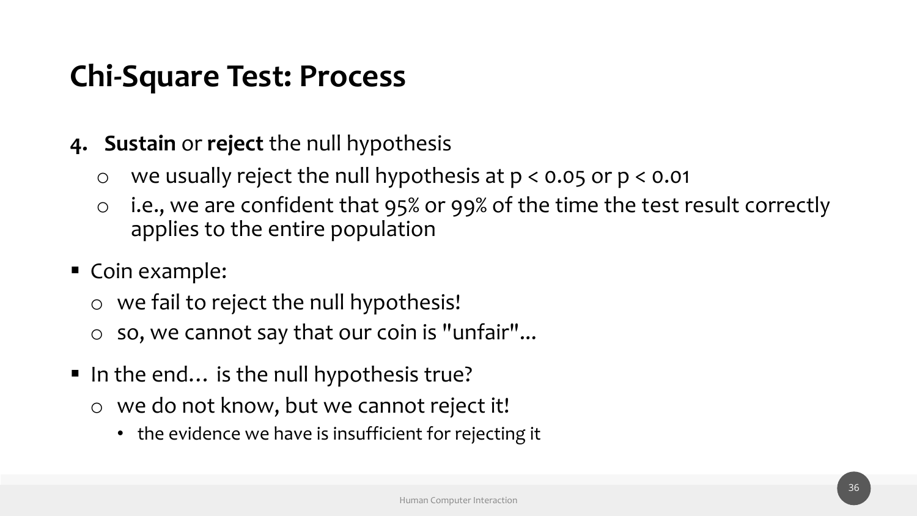# Chi-Square Test: Process

4. **Sustain** or **reject** the null hypothesis
   - we usually reject the null hypothesis at $p < 0.05$ or $p < 0.01$
   - i.e., we are confident that 95% or 99% of the time the test result correctly applies to the entire population

- Coin example:
  - we fail to reject the null hypothesis!
  - so, we cannot say that our coin is "unfair"...

- In the end… is the null hypothesis true?
  - we do not know, but we cannot reject it!
    - the evidence we have is insufficient for rejecting it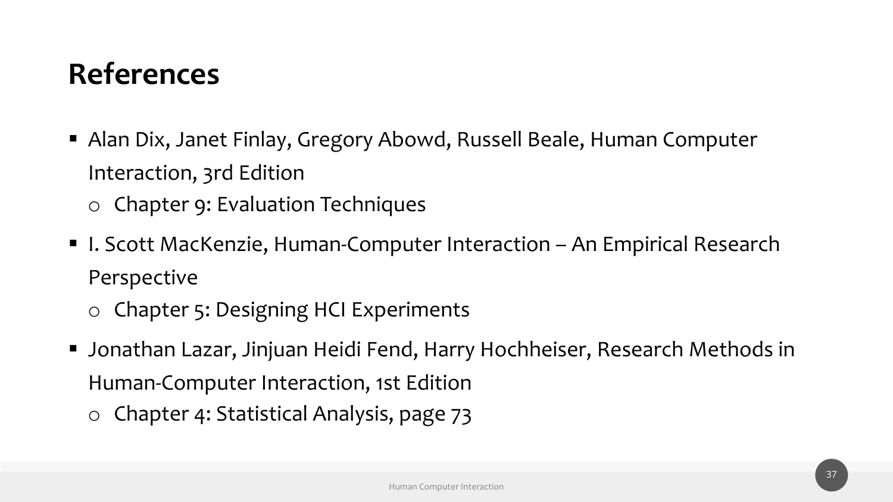# References

- Alan Dix, Janet Finlay, Gregory Abowd, Russell Beale, Human Computer Interaction, 3rd Edition
  - Chapter 9: Evaluation Techniques
- I. Scott MacKenzie, Human-Computer Interaction – An Empirical Research Perspective
  - Chapter 5: Designing HCI Experiments
- Jonathan Lazar, Jinjuan Heidi Fend, Harry Hochheiser, Research Methods in Human-Computer Interaction, 1st Edition
  - Chapter 4: Statistical Analysis, page 73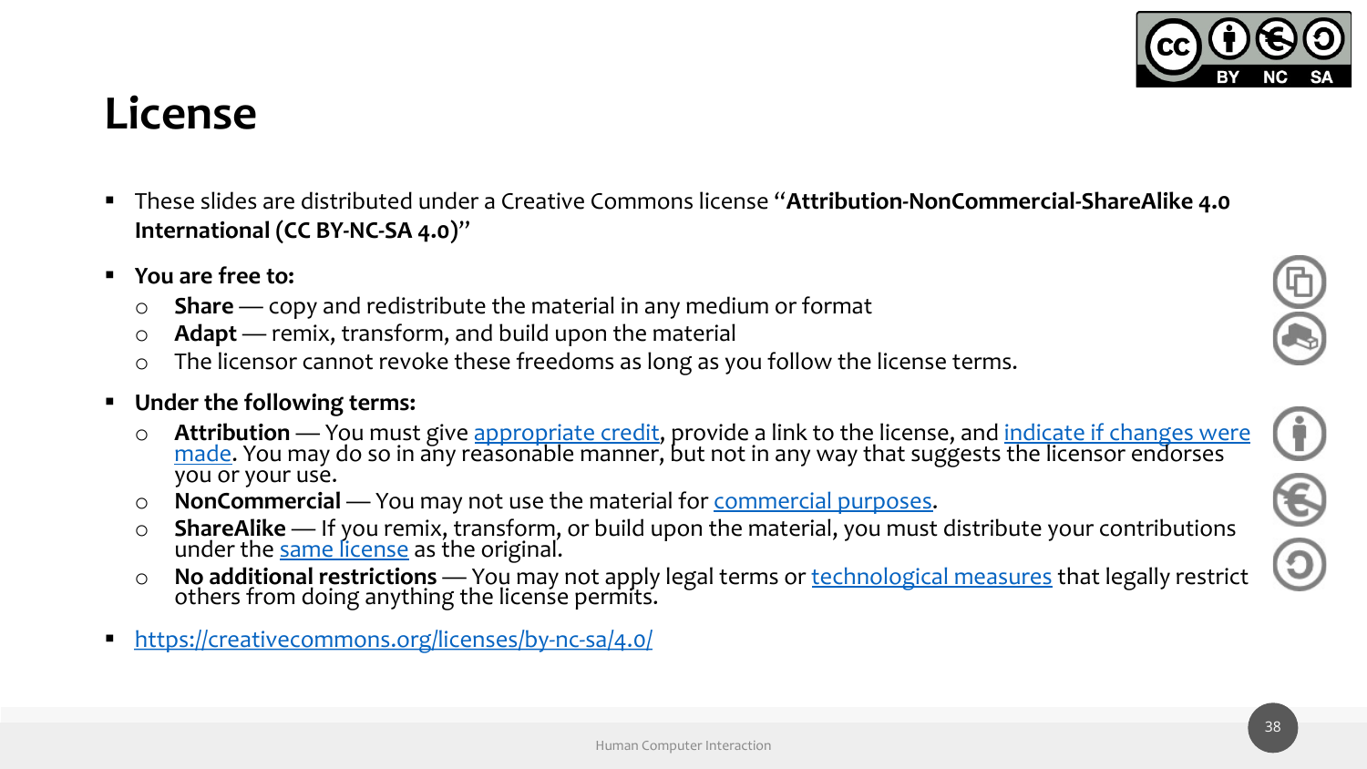# License

- These slides are distributed under a Creative Commons license "**Attribution-NonCommercial-ShareAlike 4.0 International (CC BY-NC-SA 4.0)**"
- **You are free to:**
  - **Share** — copy and redistribute the material in any medium or format
  - **Adapt** — remix, transform, and build upon the material
  - The licensor cannot revoke these freedoms as long as you follow the license terms.
- **Under the following terms:**
  - **Attribution** — You must give appropriate credit, provide a link to the license, and indicate if changes were made. You may do so in any reasonable manner, but not in any way that suggests the licensor endorses you or your use.
  - **NonCommercial** — You may not use the material for commercial purposes.
  - **ShareAlike** — If you remix, transform, or build upon the material, you must distribute your contributions under the same license as the original.
  - **No additional restrictions** — You may not apply legal terms or technological measures that legally restrict others from doing anything the license permits.
- https://creativecommons.org/licenses/by-nc-sa/4.0/